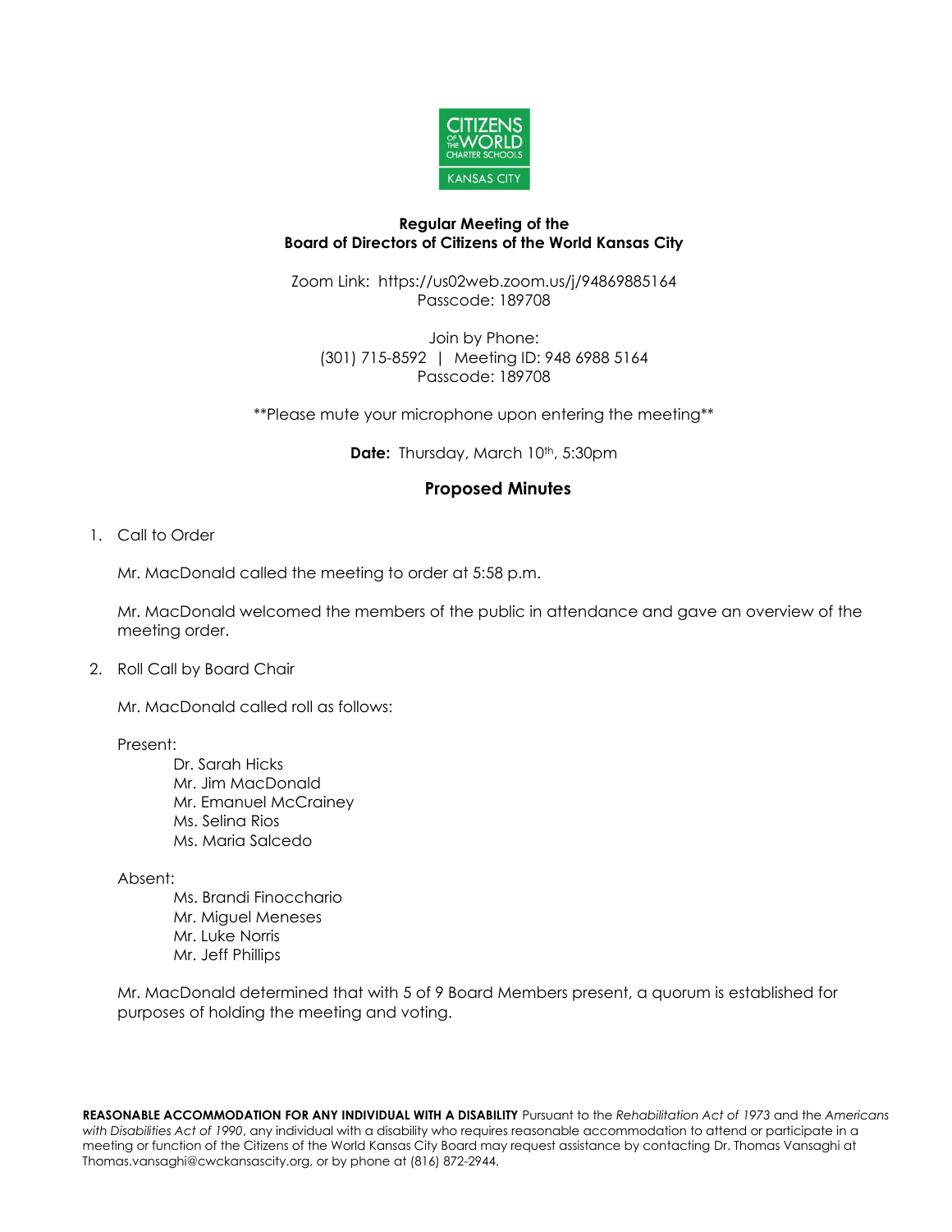**Regular Meeting of the**
**Board of Directors of Citizens of the World Kansas City**

Zoom Link: https://us02web.zoom.us/j/94869885164
Passcode: 189708

Join by Phone:
(301) 715-8592 | Meeting ID: 948 6988 5164
Passcode: 189708

**Please mute your microphone upon entering the meeting**

**Date:** Thursday, March 10th, 5:30pm

## Proposed Minutes

1. Call to Order

   Mr. MacDonald called the meeting to order at 5:58 p.m.

   Mr. MacDonald welcomed the members of the public in attendance and gave an overview of the meeting order.

2. Roll Call by Board Chair

   Mr. MacDonald called roll as follows:

   Present:
   - Dr. Sarah Hicks
   - Mr. Jim MacDonald
   - Mr. Emanuel McCrainey
   - Ms. Selina Rios
   - Ms. Maria Salcedo

   Absent:
   - Ms. Brandi Finocchario
   - Mr. Miguel Meneses
   - Mr. Luke Norris
   - Mr. Jeff Phillips

   Mr. MacDonald determined that with 5 of 9 Board Members present, a quorum is established for purposes of holding the meeting and voting.

**REASONABLE ACCOMMODATION FOR ANY INDIVIDUAL WITH A DISABILITY** Pursuant to the *Rehabilitation Act of 1973* and the *Americans with Disabilities Act of 1990*, any individual with a disability who requires reasonable accommodation to attend or participate in a meeting or function of the Citizens of the World Kansas City Board may request assistance by contacting Dr. Thomas Vansaghi at Thomas.vansaghi@cwckansascity.org, or by phone at (816) 872-2944.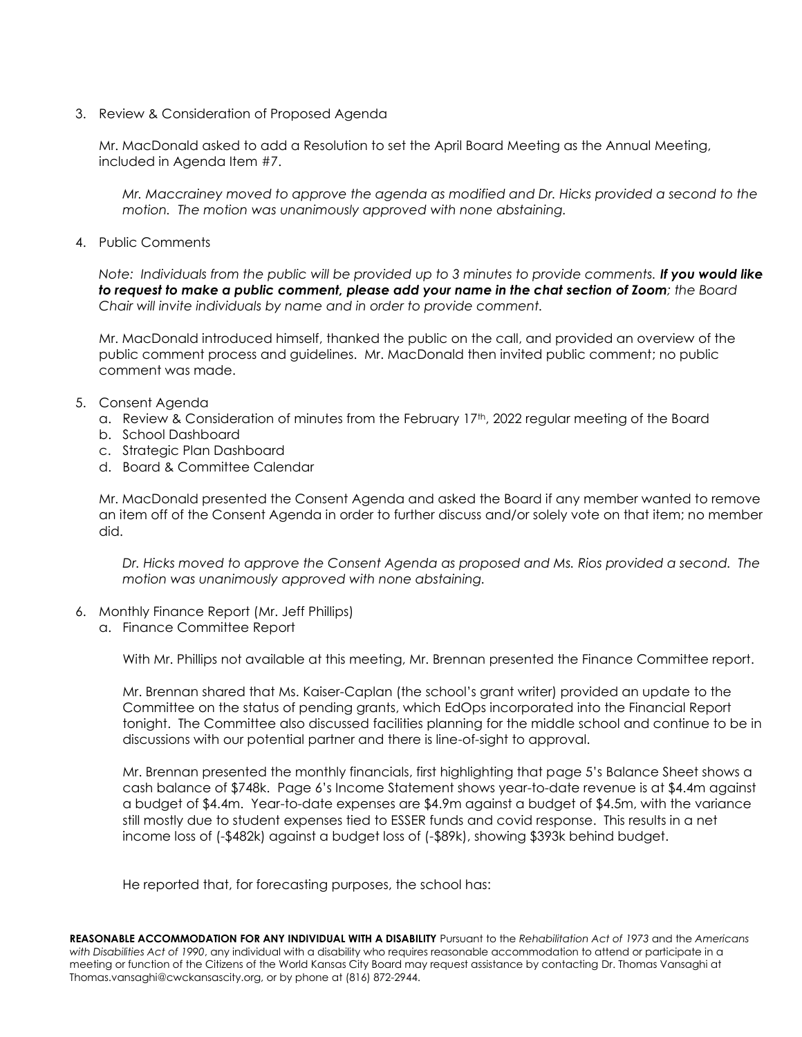3. Review & Consideration of Proposed Agenda

   Mr. MacDonald asked to add a Resolution to set the April Board Meeting as the Annual Meeting, included in Agenda Item #7.

   *Mr. Maccrainey moved to approve the agenda as modified and Dr. Hicks provided a second to the motion. The motion was unanimously approved with none abstaining.*

4. Public Comments

   *Note: Individuals from the public will be provided up to 3 minutes to provide comments.* ***If you would like to request to make a public comment, please add your name in the chat section of Zoom****; the Board Chair will invite individuals by name and in order to provide comment.*

   Mr. MacDonald introduced himself, thanked the public on the call, and provided an overview of the public comment process and guidelines. Mr. MacDonald then invited public comment; no public comment was made.

5. Consent Agenda
   a. Review & Consideration of minutes from the February 17th, 2022 regular meeting of the Board
   b. School Dashboard
   c. Strategic Plan Dashboard
   d. Board & Committee Calendar

   Mr. MacDonald presented the Consent Agenda and asked the Board if any member wanted to remove an item off of the Consent Agenda in order to further discuss and/or solely vote on that item; no member did.

   *Dr. Hicks moved to approve the Consent Agenda as proposed and Ms. Rios provided a second. The motion was unanimously approved with none abstaining.*

6. Monthly Finance Report (Mr. Jeff Phillips)
   a. Finance Committee Report

      With Mr. Phillips not available at this meeting, Mr. Brennan presented the Finance Committee report.

      Mr. Brennan shared that Ms. Kaiser-Caplan (the school's grant writer) provided an update to the Committee on the status of pending grants, which EdOps incorporated into the Financial Report tonight. The Committee also discussed facilities planning for the middle school and continue to be in discussions with our potential partner and there is line-of-sight to approval.

      Mr. Brennan presented the monthly financials, first highlighting that page 5's Balance Sheet shows a cash balance of $748k. Page 6's Income Statement shows year-to-date revenue is at $4.4m against a budget of $4.4m. Year-to-date expenses are $4.9m against a budget of $4.5m, with the variance still mostly due to student expenses tied to ESSER funds and covid response. This results in a net income loss of (-$482k) against a budget loss of (-$89k), showing $393k behind budget.

      He reported that, for forecasting purposes, the school has:

**REASONABLE ACCOMMODATION FOR ANY INDIVIDUAL WITH A DISABILITY** Pursuant to the *Rehabilitation Act of 1973* and the *Americans with Disabilities Act of 1990*, any individual with a disability who requires reasonable accommodation to attend or participate in a meeting or function of the Citizens of the World Kansas City Board may request assistance by contacting Dr. Thomas Vansaghi at Thomas.vansaghi@cwckansascity.org, or by phone at (816) 872-2944.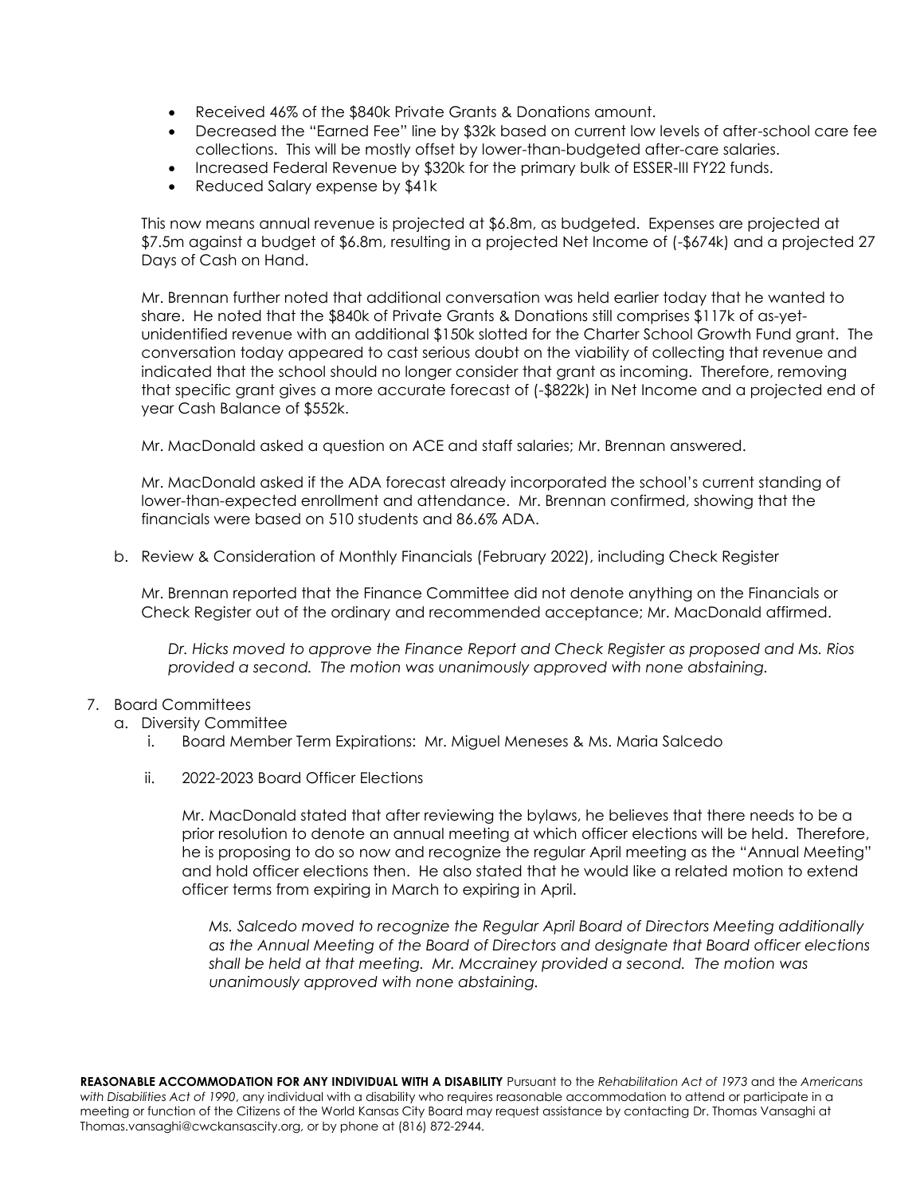- Received 46% of the $840k Private Grants & Donations amount.
- Decreased the "Earned Fee" line by $32k based on current low levels of after-school care fee collections. This will be mostly offset by lower-than-budgeted after-care salaries.
- Increased Federal Revenue by $320k for the primary bulk of ESSER-III FY22 funds.
- Reduced Salary expense by $41k

This now means annual revenue is projected at $6.8m, as budgeted. Expenses are projected at $7.5m against a budget of $6.8m, resulting in a projected Net Income of (-$674k) and a projected 27 Days of Cash on Hand.

Mr. Brennan further noted that additional conversation was held earlier today that he wanted to share. He noted that the $840k of Private Grants & Donations still comprises $117k of as-yet-unidentified revenue with an additional $150k slotted for the Charter School Growth Fund grant. The conversation today appeared to cast serious doubt on the viability of collecting that revenue and indicated that the school should no longer consider that grant as incoming. Therefore, removing that specific grant gives a more accurate forecast of (-$822k) in Net Income and a projected end of year Cash Balance of $552k.

Mr. MacDonald asked a question on ACE and staff salaries; Mr. Brennan answered.

Mr. MacDonald asked if the ADA forecast already incorporated the school's current standing of lower-than-expected enrollment and attendance. Mr. Brennan confirmed, showing that the financials were based on 510 students and 86.6% ADA.

b. Review & Consideration of Monthly Financials (February 2022), including Check Register

Mr. Brennan reported that the Finance Committee did not denote anything on the Financials or Check Register out of the ordinary and recommended acceptance; Mr. MacDonald affirmed.

*Dr. Hicks moved to approve the Finance Report and Check Register as proposed and Ms. Rios provided a second. The motion was unanimously approved with none abstaining.*

7. Board Committees
   a. Diversity Committee
      i. Board Member Term Expirations: Mr. Miguel Meneses & Ms. Maria Salcedo

      ii. 2022-2023 Board Officer Elections

      Mr. MacDonald stated that after reviewing the bylaws, he believes that there needs to be a prior resolution to denote an annual meeting at which officer elections will be held. Therefore, he is proposing to do so now and recognize the regular April meeting as the "Annual Meeting" and hold officer elections then. He also stated that he would like a related motion to extend officer terms from expiring in March to expiring in April.

      *Ms. Salcedo moved to recognize the Regular April Board of Directors Meeting additionally as the Annual Meeting of the Board of Directors and designate that Board officer elections shall be held at that meeting. Mr. Mccrainey provided a second. The motion was unanimously approved with none abstaining.*

**REASONABLE ACCOMMODATION FOR ANY INDIVIDUAL WITH A DISABILITY** Pursuant to the *Rehabilitation Act of 1973* and the *Americans with Disabilities Act of 1990*, any individual with a disability who requires reasonable accommodation to attend or participate in a meeting or function of the Citizens of the World Kansas City Board may request assistance by contacting Dr. Thomas Vansaghi at Thomas.vansaghi@cwckansascity.org, or by phone at (816) 872-2944.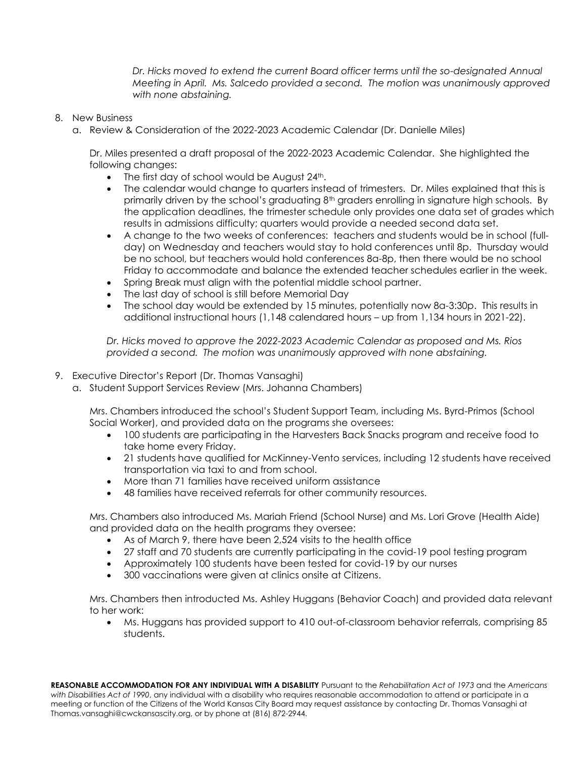*Dr. Hicks moved to extend the current Board officer terms until the so-designated Annual Meeting in April. Ms. Salcedo provided a second. The motion was unanimously approved with none abstaining.*

8. New Business
   a. Review & Consideration of the 2022-2023 Academic Calendar (Dr. Danielle Miles)

   Dr. Miles presented a draft proposal of the 2022-2023 Academic Calendar. She highlighted the following changes:

   - The first day of school would be August 24th.
   - The calendar would change to quarters instead of trimesters. Dr. Miles explained that this is primarily driven by the school's graduating 8th graders enrolling in signature high schools. By the application deadlines, the trimester schedule only provides one data set of grades which results in admissions difficulty; quarters would provide a needed second data set.
   - A change to the two weeks of conferences: teachers and students would be in school (full-day) on Wednesday and teachers would stay to hold conferences until 8p. Thursday would be no school, but teachers would hold conferences 8a-8p, then there would be no school Friday to accommodate and balance the extended teacher schedules earlier in the week.
   - Spring Break must align with the potential middle school partner.
   - The last day of school is still before Memorial Day
   - The school day would be extended by 15 minutes, potentially now 8a-3:30p. This results in additional instructional hours (1,148 calendared hours – up from 1,134 hours in 2021-22).

   *Dr. Hicks moved to approve the 2022-2023 Academic Calendar as proposed and Ms. Rios provided a second. The motion was unanimously approved with none abstaining.*

9. Executive Director's Report (Dr. Thomas Vansaghi)
   a. Student Support Services Review (Mrs. Johanna Chambers)

   Mrs. Chambers introduced the school's Student Support Team, including Ms. Byrd-Primos (School Social Worker), and provided data on the programs she oversees:

   - 100 students are participating in the Harvesters Back Snacks program and receive food to take home every Friday.
   - 21 students have qualified for McKinney-Vento services, including 12 students have received transportation via taxi to and from school.
   - More than 71 families have received uniform assistance
   - 48 families have received referrals for other community resources.

   Mrs. Chambers also introduced Ms. Mariah Friend (School Nurse) and Ms. Lori Grove (Health Aide) and provided data on the health programs they oversee:

   - As of March 9, there have been 2,524 visits to the health office
   - 27 staff and 70 students are currently participating in the covid-19 pool testing program
   - Approximately 100 students have been tested for covid-19 by our nurses
   - 300 vaccinations were given at clinics onsite at Citizens.

   Mrs. Chambers then introducted Ms. Ashley Huggans (Behavior Coach) and provided data relevant to her work:

   - Ms. Huggans has provided support to 410 out-of-classroom behavior referrals, comprising 85 students.

**REASONABLE ACCOMMODATION FOR ANY INDIVIDUAL WITH A DISABILITY** Pursuant to the *Rehabilitation Act of 1973* and the *Americans with Disabilities Act of 1990*, any individual with a disability who requires reasonable accommodation to attend or participate in a meeting or function of the Citizens of the World Kansas City Board may request assistance by contacting Dr. Thomas Vansaghi at Thomas.vansaghi@cwckansascity.org, or by phone at (816) 872-2944.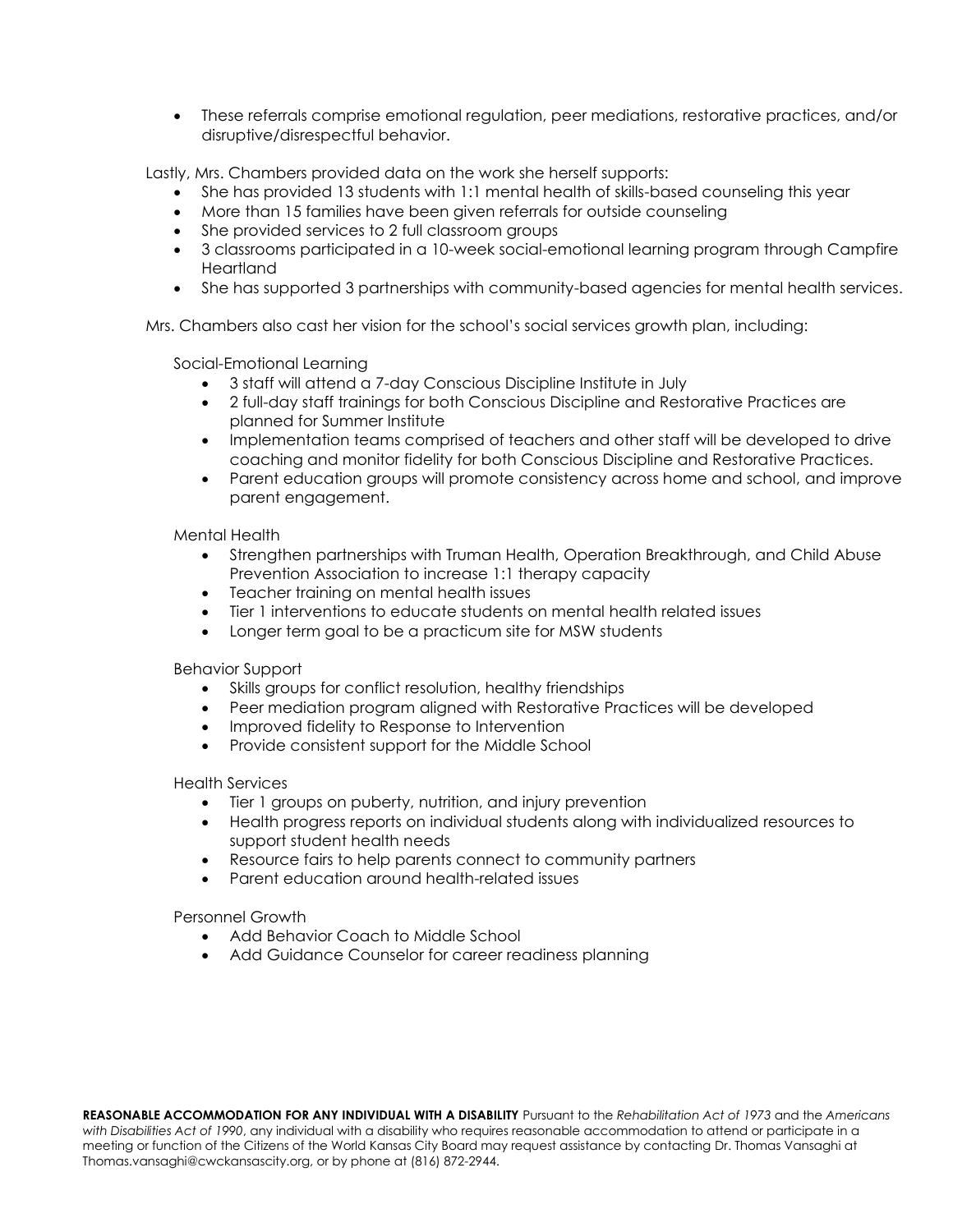- These referrals comprise emotional regulation, peer mediations, restorative practices, and/or disruptive/disrespectful behavior.

Lastly, Mrs. Chambers provided data on the work she herself supports:

- She has provided 13 students with 1:1 mental health of skills-based counseling this year
- More than 15 families have been given referrals for outside counseling
- She provided services to 2 full classroom groups
- 3 classrooms participated in a 10-week social-emotional learning program through Campfire Heartland
- She has supported 3 partnerships with community-based agencies for mental health services.

Mrs. Chambers also cast her vision for the school's social services growth plan, including:

Social-Emotional Learning

- 3 staff will attend a 7-day Conscious Discipline Institute in July
- 2 full-day staff trainings for both Conscious Discipline and Restorative Practices are planned for Summer Institute
- Implementation teams comprised of teachers and other staff will be developed to drive coaching and monitor fidelity for both Conscious Discipline and Restorative Practices.
- Parent education groups will promote consistency across home and school, and improve parent engagement.

Mental Health

- Strengthen partnerships with Truman Health, Operation Breakthrough, and Child Abuse Prevention Association to increase 1:1 therapy capacity
- Teacher training on mental health issues
- Tier 1 interventions to educate students on mental health related issues
- Longer term goal to be a practicum site for MSW students

Behavior Support

- Skills groups for conflict resolution, healthy friendships
- Peer mediation program aligned with Restorative Practices will be developed
- Improved fidelity to Response to Intervention
- Provide consistent support for the Middle School

Health Services

- Tier 1 groups on puberty, nutrition, and injury prevention
- Health progress reports on individual students along with individualized resources to support student health needs
- Resource fairs to help parents connect to community partners
- Parent education around health-related issues

Personnel Growth

- Add Behavior Coach to Middle School
- Add Guidance Counselor for career readiness planning

**REASONABLE ACCOMMODATION FOR ANY INDIVIDUAL WITH A DISABILITY** Pursuant to the *Rehabilitation Act of 1973* and the *Americans with Disabilities Act of 1990*, any individual with a disability who requires reasonable accommodation to attend or participate in a meeting or function of the Citizens of the World Kansas City Board may request assistance by contacting Dr. Thomas Vansaghi at Thomas.vansaghi@cwckansascity.org, or by phone at (816) 872-2944.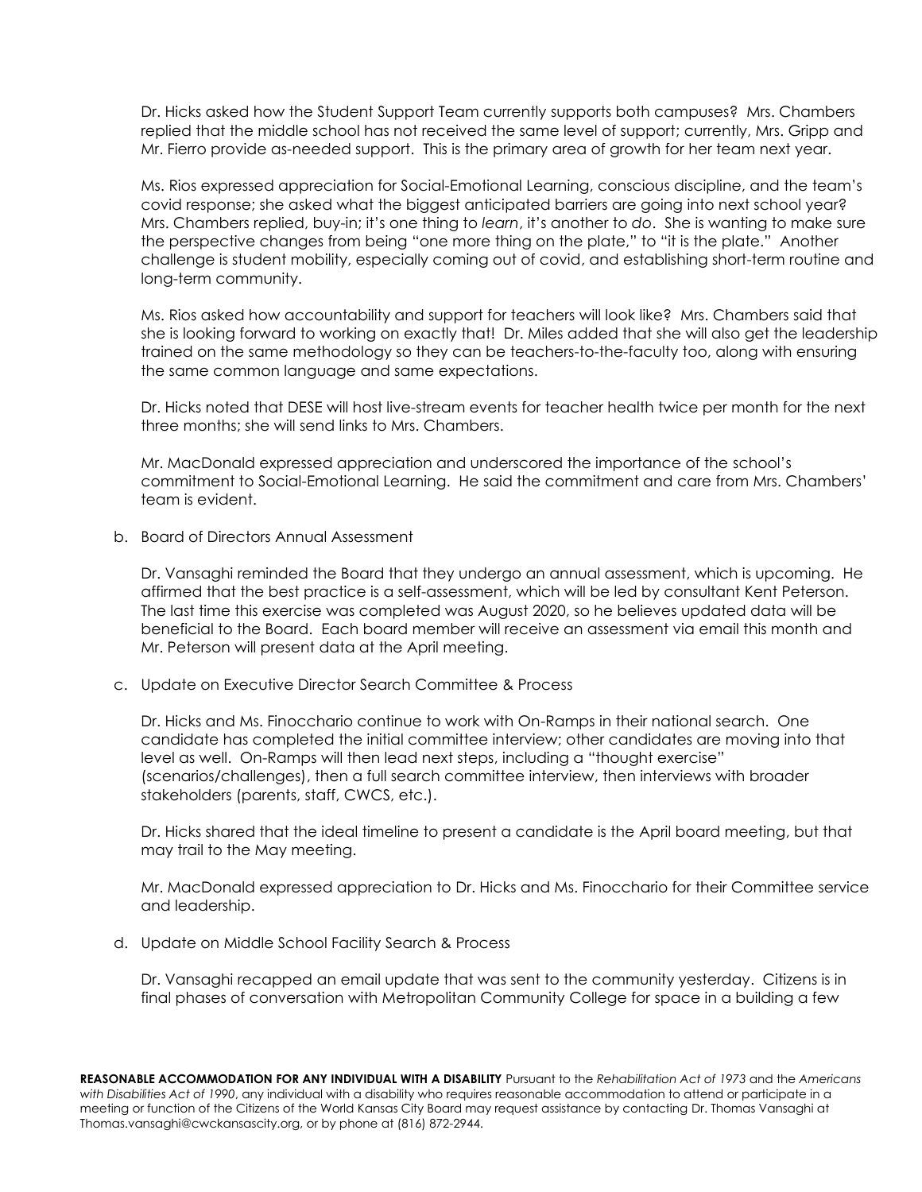Dr. Hicks asked how the Student Support Team currently supports both campuses? Mrs. Chambers replied that the middle school has not received the same level of support; currently, Mrs. Gripp and Mr. Fierro provide as-needed support. This is the primary area of growth for her team next year.

Ms. Rios expressed appreciation for Social-Emotional Learning, conscious discipline, and the team's covid response; she asked what the biggest anticipated barriers are going into next school year? Mrs. Chambers replied, buy-in; it's one thing to *learn*, it's another to *do*. She is wanting to make sure the perspective changes from being "one more thing on the plate," to "it is the plate." Another challenge is student mobility, especially coming out of covid, and establishing short-term routine and long-term community.

Ms. Rios asked how accountability and support for teachers will look like? Mrs. Chambers said that she is looking forward to working on exactly that! Dr. Miles added that she will also get the leadership trained on the same methodology so they can be teachers-to-the-faculty too, along with ensuring the same common language and same expectations.

Dr. Hicks noted that DESE will host live-stream events for teacher health twice per month for the next three months; she will send links to Mrs. Chambers.

Mr. MacDonald expressed appreciation and underscored the importance of the school's commitment to Social-Emotional Learning. He said the commitment and care from Mrs. Chambers' team is evident.

b. Board of Directors Annual Assessment

Dr. Vansaghi reminded the Board that they undergo an annual assessment, which is upcoming. He affirmed that the best practice is a self-assessment, which will be led by consultant Kent Peterson. The last time this exercise was completed was August 2020, so he believes updated data will be beneficial to the Board. Each board member will receive an assessment via email this month and Mr. Peterson will present data at the April meeting.

c. Update on Executive Director Search Committee & Process

Dr. Hicks and Ms. Finocchario continue to work with On-Ramps in their national search. One candidate has completed the initial committee interview; other candidates are moving into that level as well. On-Ramps will then lead next steps, including a "thought exercise" (scenarios/challenges), then a full search committee interview, then interviews with broader stakeholders (parents, staff, CWCS, etc.).

Dr. Hicks shared that the ideal timeline to present a candidate is the April board meeting, but that may trail to the May meeting.

Mr. MacDonald expressed appreciation to Dr. Hicks and Ms. Finocchario for their Committee service and leadership.

d. Update on Middle School Facility Search & Process

Dr. Vansaghi recapped an email update that was sent to the community yesterday. Citizens is in final phases of conversation with Metropolitan Community College for space in a building a few

**REASONABLE ACCOMMODATION FOR ANY INDIVIDUAL WITH A DISABILITY** Pursuant to the *Rehabilitation Act of 1973* and the *Americans with Disabilities Act of 1990*, any individual with a disability who requires reasonable accommodation to attend or participate in a meeting or function of the Citizens of the World Kansas City Board may request assistance by contacting Dr. Thomas Vansaghi at Thomas.vansaghi@cwckansascity.org, or by phone at (816) 872-2944.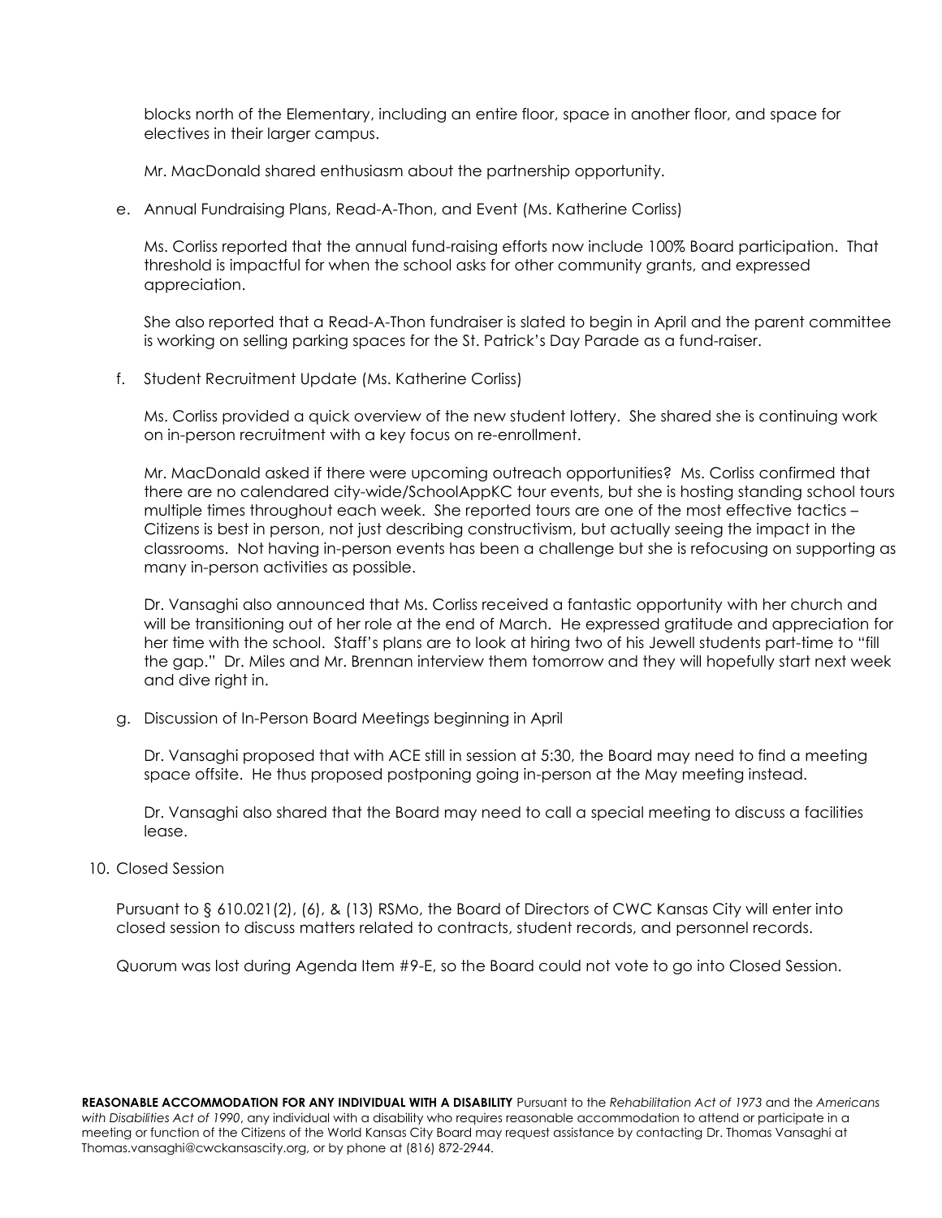blocks north of the Elementary, including an entire floor, space in another floor, and space for electives in their larger campus.

Mr. MacDonald shared enthusiasm about the partnership opportunity.

e. Annual Fundraising Plans, Read-A-Thon, and Event (Ms. Katherine Corliss)

Ms. Corliss reported that the annual fund-raising efforts now include 100% Board participation. That threshold is impactful for when the school asks for other community grants, and expressed appreciation.

She also reported that a Read-A-Thon fundraiser is slated to begin in April and the parent committee is working on selling parking spaces for the St. Patrick's Day Parade as a fund-raiser.

f. Student Recruitment Update (Ms. Katherine Corliss)

Ms. Corliss provided a quick overview of the new student lottery. She shared she is continuing work on in-person recruitment with a key focus on re-enrollment.

Mr. MacDonald asked if there were upcoming outreach opportunities? Ms. Corliss confirmed that there are no calendared city-wide/SchoolAppKC tour events, but she is hosting standing school tours multiple times throughout each week. She reported tours are one of the most effective tactics – Citizens is best in person, not just describing constructivism, but actually seeing the impact in the classrooms. Not having in-person events has been a challenge but she is refocusing on supporting as many in-person activities as possible.

Dr. Vansaghi also announced that Ms. Corliss received a fantastic opportunity with her church and will be transitioning out of her role at the end of March. He expressed gratitude and appreciation for her time with the school. Staff's plans are to look at hiring two of his Jewell students part-time to "fill the gap." Dr. Miles and Mr. Brennan interview them tomorrow and they will hopefully start next week and dive right in.

g. Discussion of In-Person Board Meetings beginning in April

Dr. Vansaghi proposed that with ACE still in session at 5:30, the Board may need to find a meeting space offsite. He thus proposed postponing going in-person at the May meeting instead.

Dr. Vansaghi also shared that the Board may need to call a special meeting to discuss a facilities lease.

10. Closed Session

Pursuant to § 610.021(2), (6), & (13) RSMo, the Board of Directors of CWC Kansas City will enter into closed session to discuss matters related to contracts, student records, and personnel records.

Quorum was lost during Agenda Item #9-E, so the Board could not vote to go into Closed Session.

**REASONABLE ACCOMMODATION FOR ANY INDIVIDUAL WITH A DISABILITY** Pursuant to the *Rehabilitation Act of 1973* and the *Americans with Disabilities Act of 1990*, any individual with a disability who requires reasonable accommodation to attend or participate in a meeting or function of the Citizens of the World Kansas City Board may request assistance by contacting Dr. Thomas Vansaghi at Thomas.vansaghi@cwckansascity.org, or by phone at (816) 872-2944.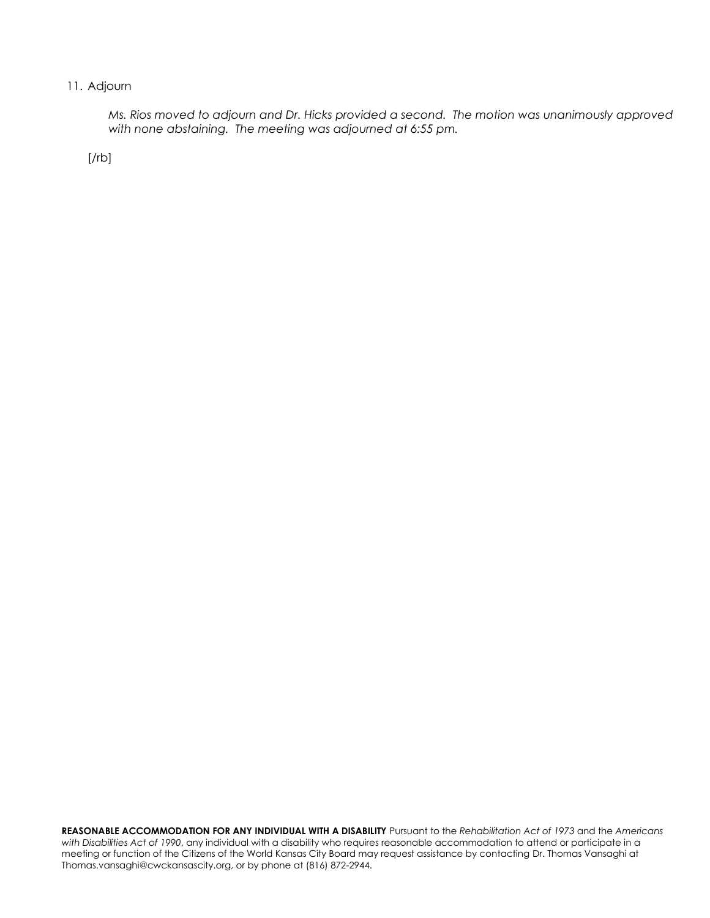11. Adjourn

    *Ms. Rios moved to adjourn and Dr. Hicks provided a second. The motion was unanimously approved with none abstaining. The meeting was adjourned at 6:55 pm.*

[/rb]

**REASONABLE ACCOMMODATION FOR ANY INDIVIDUAL WITH A DISABILITY** Pursuant to the *Rehabilitation Act of 1973* and the *Americans with Disabilities Act of 1990*, any individual with a disability who requires reasonable accommodation to attend or participate in a meeting or function of the Citizens of the World Kansas City Board may request assistance by contacting Dr. Thomas Vansaghi at Thomas.vansaghi@cwckansascity.org, or by phone at (816) 872-2944.